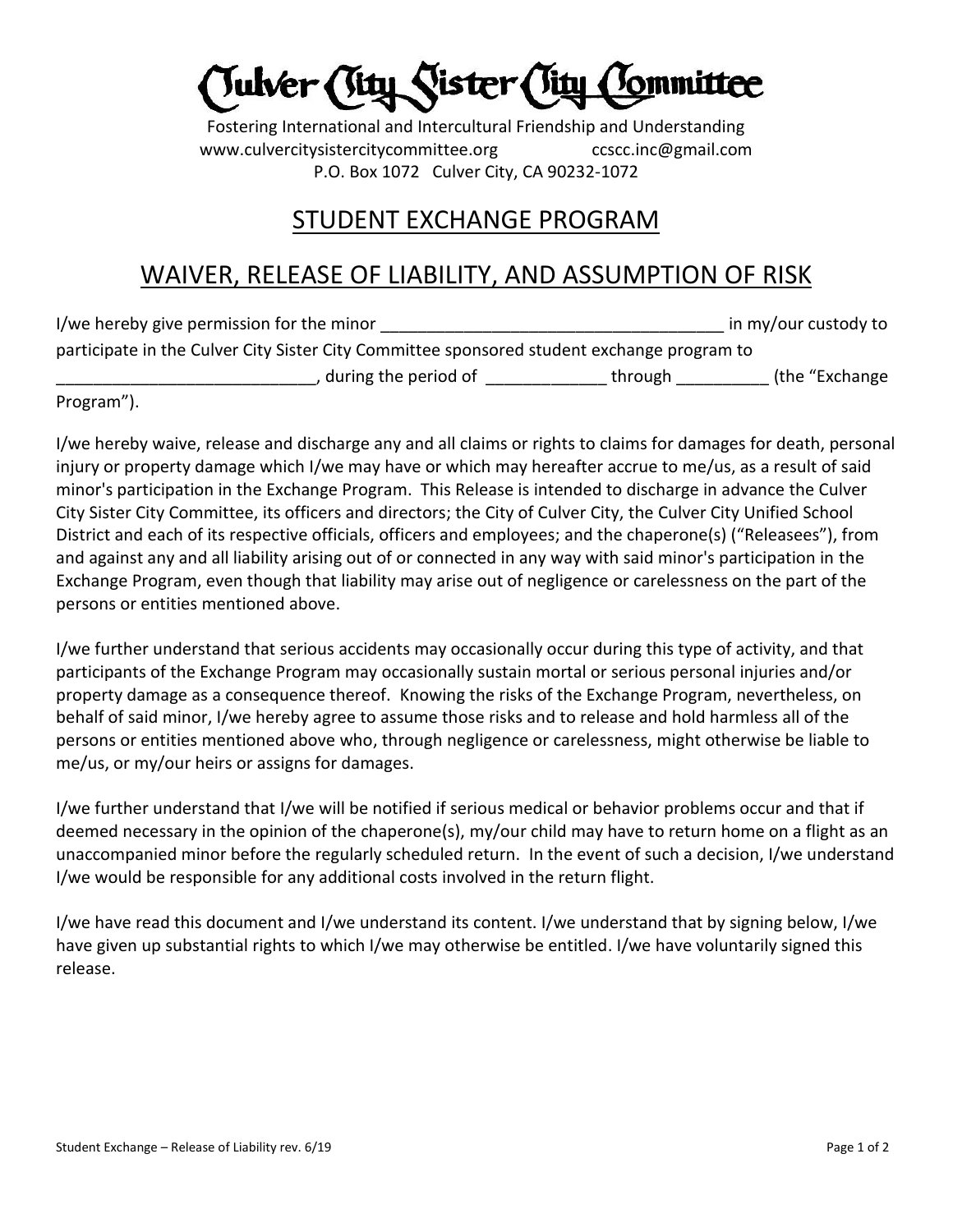# Culver City Sister City Committee

Fostering International and Intercultural Friendship and Understanding
www.culvercitysistercitycommittee.org ccscc.inc@gmail.com
P.O. Box 1072 Culver City, CA 90232-1072

## STUDENT EXCHANGE PROGRAM

## WAIVER, RELEASE OF LIABILITY, AND ASSUMPTION OF RISK

I/we hereby give permission for the minor _____________________________________ in my/our custody to participate in the Culver City Sister City Committee sponsored student exchange program to ___________________________, during the period of _____________ through __________ (the "Exchange Program").

I/we hereby waive, release and discharge any and all claims or rights to claims for damages for death, personal injury or property damage which I/we may have or which may hereafter accrue to me/us, as a result of said minor's participation in the Exchange Program. This Release is intended to discharge in advance the Culver City Sister City Committee, its officers and directors; the City of Culver City, the Culver City Unified School District and each of its respective officials, officers and employees; and the chaperone(s) ("Releasees"), from and against any and all liability arising out of or connected in any way with said minor's participation in the Exchange Program, even though that liability may arise out of negligence or carelessness on the part of the persons or entities mentioned above.

I/we further understand that serious accidents may occasionally occur during this type of activity, and that participants of the Exchange Program may occasionally sustain mortal or serious personal injuries and/or property damage as a consequence thereof. Knowing the risks of the Exchange Program, nevertheless, on behalf of said minor, I/we hereby agree to assume those risks and to release and hold harmless all of the persons or entities mentioned above who, through negligence or carelessness, might otherwise be liable to me/us, or my/our heirs or assigns for damages.

I/we further understand that I/we will be notified if serious medical or behavior problems occur and that if deemed necessary in the opinion of the chaperone(s), my/our child may have to return home on a flight as an unaccompanied minor before the regularly scheduled return. In the event of such a decision, I/we understand I/we would be responsible for any additional costs involved in the return flight.

I/we have read this document and I/we understand its content. I/we understand that by signing below, I/we have given up substantial rights to which I/we may otherwise be entitled. I/we have voluntarily signed this release.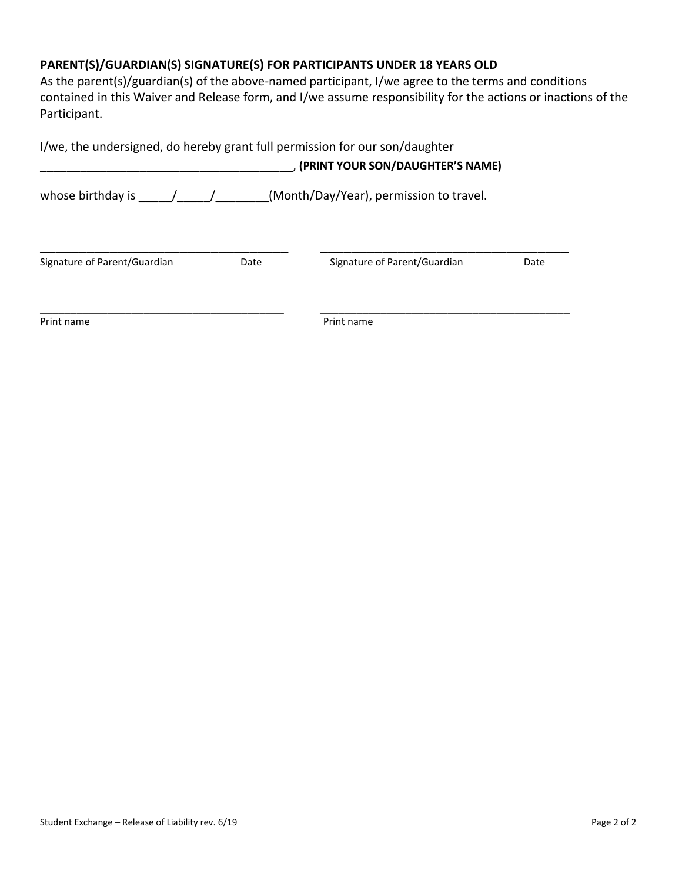**PARENT(S)/GUARDIAN(S) SIGNATURE(S) FOR PARTICIPANTS UNDER 18 YEARS OLD**

As the parent(s)/guardian(s) of the above-named participant, I/we agree to the terms and conditions contained in this Waiver and Release form, and I/we assume responsibility for the actions or inactions of the Participant.

I/we, the undersigned, do hereby grant full permission for our son/daughter

______________________________________, **(PRINT YOUR SON/DAUGHTER'S NAME)**

whose birthday is _____/_____/________(Month/Day/Year), permission to travel.

| | |
|---|---|
| ________________________________________ | ________________________________________ |
| Signature of Parent/Guardian Date | Signature of Parent/Guardian Date |
| ________________________________________ | ________________________________________ |
| Print name | Print name |

Student Exchange – Release of Liability rev. 6/19